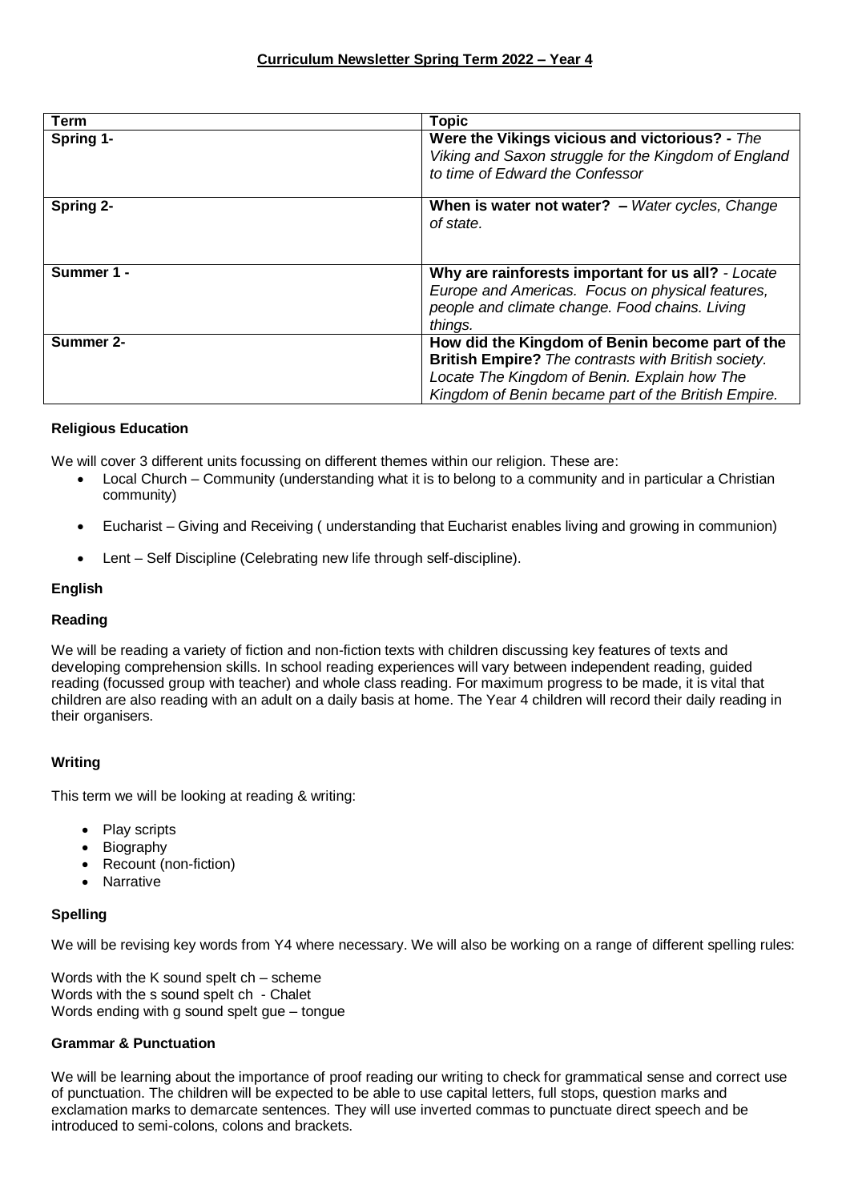# Curriculum Newsletter Spring Term 2022 – Year 4

| Term | Topic |
|---|---|
| Spring 1- | **Were the Vikings vicious and victorious? -** *The Viking and Saxon struggle for the Kingdom of England to time of Edward the Confessor* |
| Spring 2- | **When is water not water? –** *Water cycles, Change of state.* |
| Summer 1 - | **Why are rainforests important for us all?** *- Locate Europe and Americas. Focus on physical features, people and climate change. Food chains. Living things.* |
| Summer 2- | **How did the Kingdom of Benin become part of the British Empire?** *The contrasts with British society. Locate The Kingdom of Benin. Explain how The Kingdom of Benin became part of the British Empire.* |

### Religious Education

We will cover 3 different units focussing on different themes within our religion. These are:

- Local Church – Community (understanding what it is to belong to a community and in particular a Christian community)
- Eucharist – Giving and Receiving ( understanding that Eucharist enables living and growing in communion)
- Lent – Self Discipline (Celebrating new life through self-discipline).

### English

#### Reading

We will be reading a variety of fiction and non-fiction texts with children discussing key features of texts and developing comprehension skills. In school reading experiences will vary between independent reading, guided reading (focussed group with teacher) and whole class reading. For maximum progress to be made, it is vital that children are also reading with an adult on a daily basis at home. The Year 4 children will record their daily reading in their organisers.

#### Writing

This term we will be looking at reading & writing:

- Play scripts
- Biography
- Recount (non-fiction)
- Narrative

#### Spelling

We will be revising key words from Y4 where necessary. We will also be working on a range of different spelling rules:

Words with the K sound spelt ch – scheme
Words with the s sound spelt ch - Chalet
Words ending with g sound spelt gue – tongue

#### Grammar & Punctuation

We will be learning about the importance of proof reading our writing to check for grammatical sense and correct use of punctuation. The children will be expected to be able to use capital letters, full stops, question marks and exclamation marks to demarcate sentences. They will use inverted commas to punctuate direct speech and be introduced to semi-colons, colons and brackets.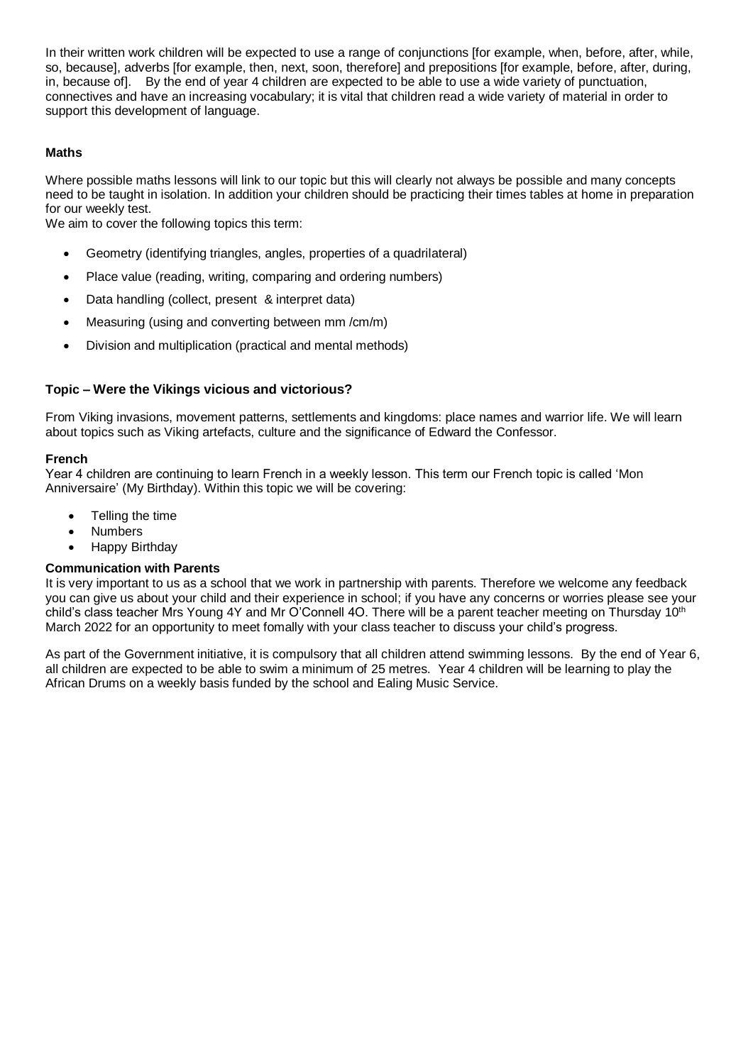In their written work children will be expected to use a range of conjunctions [for example, when, before, after, while, so, because], adverbs [for example, then, next, soon, therefore] and prepositions [for example, before, after, during, in, because of]. By the end of year 4 children are expected to be able to use a wide variety of punctuation, connectives and have an increasing vocabulary; it is vital that children read a wide variety of material in order to support this development of language.

### Maths

Where possible maths lessons will link to our topic but this will clearly not always be possible and many concepts need to be taught in isolation. In addition your children should be practicing their times tables at home in preparation for our weekly test.

We aim to cover the following topics this term:

- Geometry (identifying triangles, angles, properties of a quadrilateral)
- Place value (reading, writing, comparing and ordering numbers)
- Data handling (collect, present & interpret data)
- Measuring (using and converting between mm /cm/m)
- Division and multiplication (practical and mental methods)

### Topic – Were the Vikings vicious and victorious?

From Viking invasions, movement patterns, settlements and kingdoms: place names and warrior life. We will learn about topics such as Viking artefacts, culture and the significance of Edward the Confessor.

### French

Year 4 children are continuing to learn French in a weekly lesson. This term our French topic is called 'Mon Anniversaire' (My Birthday). Within this topic we will be covering:

- Telling the time
- Numbers
- Happy Birthday

### Communication with Parents

It is very important to us as a school that we work in partnership with parents. Therefore we welcome any feedback you can give us about your child and their experience in school; if you have any concerns or worries please see your child's class teacher Mrs Young 4Y and Mr O'Connell 4O. There will be a parent teacher meeting on Thursday 10th March 2022 for an opportunity to meet fomally with your class teacher to discuss your child's progress.

As part of the Government initiative, it is compulsory that all children attend swimming lessons. By the end of Year 6, all children are expected to be able to swim a minimum of 25 metres. Year 4 children will be learning to play the African Drums on a weekly basis funded by the school and Ealing Music Service.